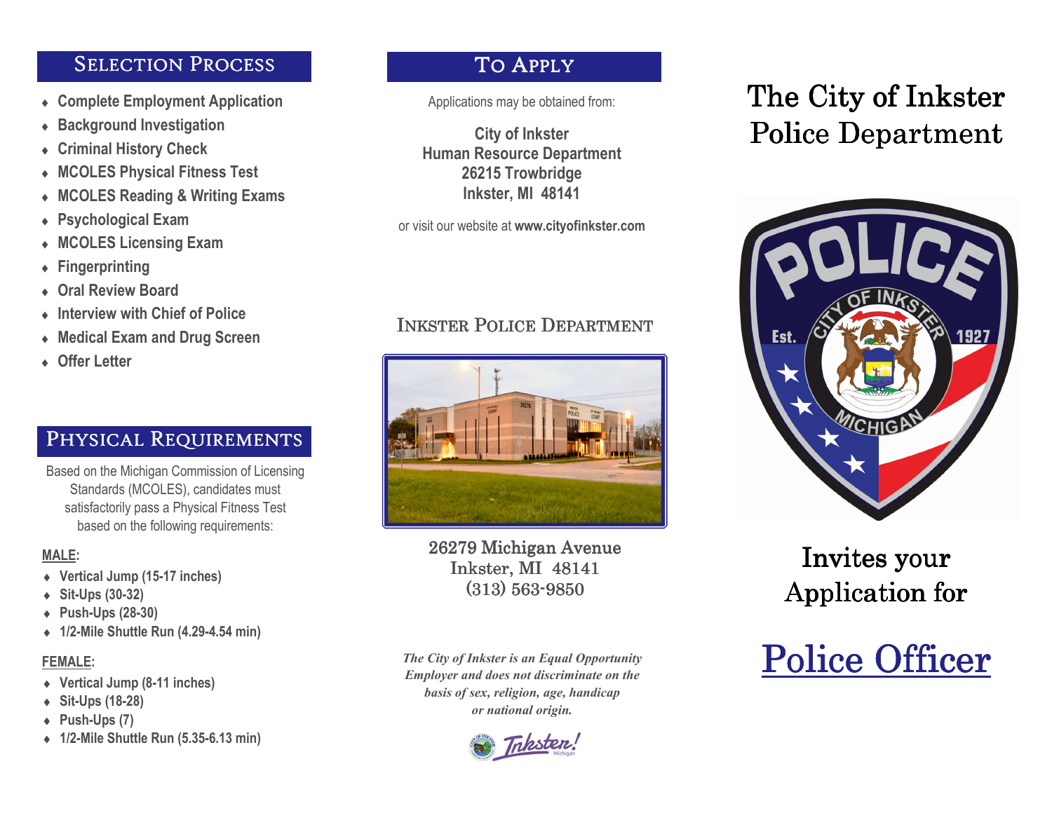## Selection Process

- Complete Employment Application
- Background Investigation
- Criminal History Check
- MCOLES Physical Fitness Test
- MCOLES Reading & Writing Exams
- Psychological Exam
- MCOLES Licensing Exam
- Fingerprinting
- Oral Review Board
- Interview with Chief of Police
- Medical Exam and Drug Screen
- Offer Letter

## Physical Requirements

Based on the Michigan Commission of Licensing Standards (MCOLES), candidates must satisfactorily pass a Physical Fitness Test based on the following requirements:

**MALE:**

- Vertical Jump (15-17 inches)
- Sit-Ups (30-32)
- Push-Ups (28-30)
- 1/2-Mile Shuttle Run (4.29-4.54 min)

**FEMALE:**

- Vertical Jump (8-11 inches)
- Sit-Ups (18-28)
- Push-Ups (7)
- 1/2-Mile Shuttle Run (5.35-6.13 min)

## To Apply

Applications may be obtained from:

**City of Inkster**
**Human Resource Department**
**26215 Trowbridge**
**Inkster, MI 48141**

or visit our website at **www.cityofinkster.com**

## Inkster Police Department

26279 Michigan Avenue
Inkster, MI 48141
(313) 563-9850

***The City of Inkster is an Equal Opportunity Employer and does not discriminate on the basis of sex, religion, age, handicap or national origin.***

# The City of Inkster Police Department

Est. 1927

Invites your Application for

# Police Officer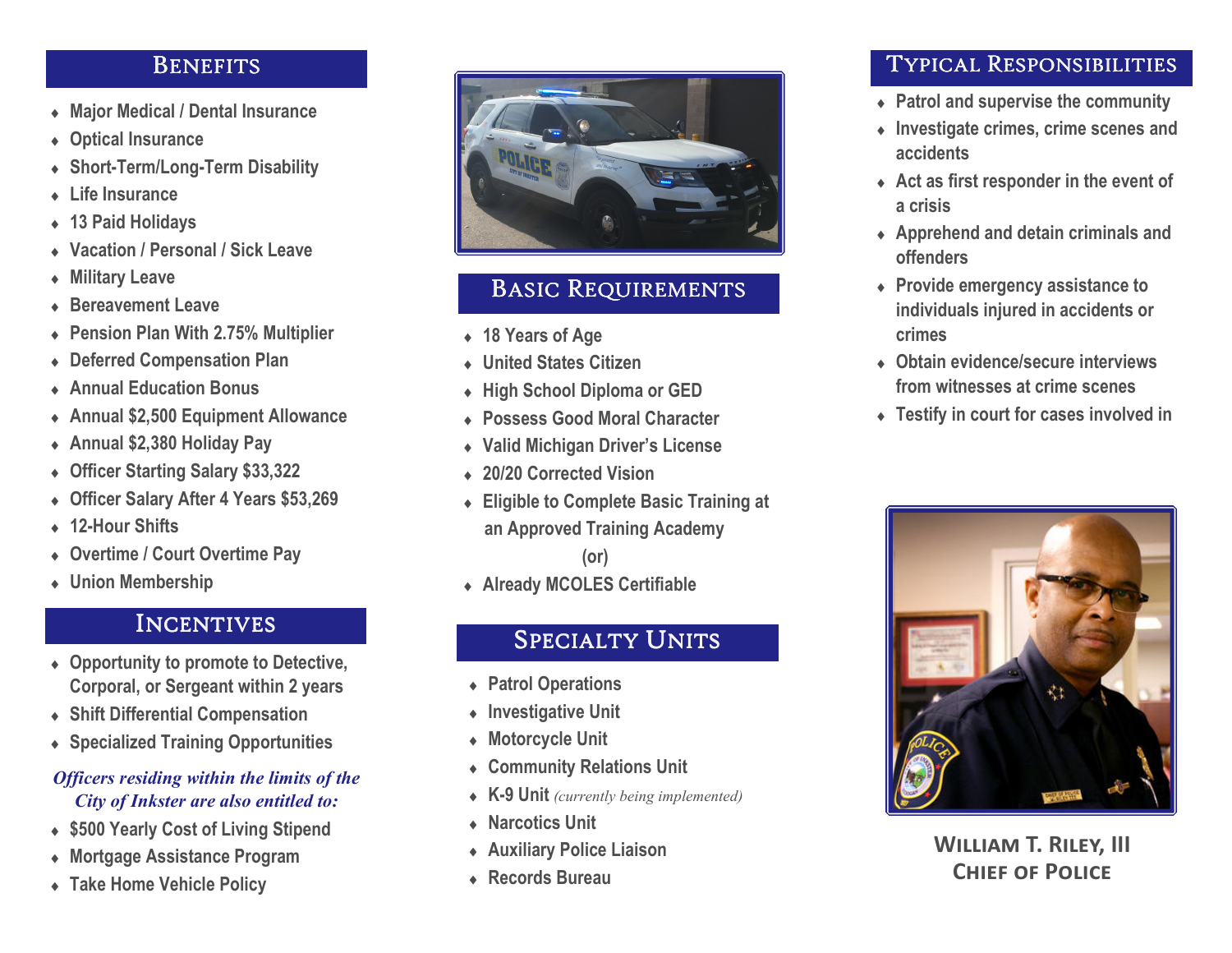## Benefits

- Major Medical / Dental Insurance
- Optical Insurance
- Short-Term/Long-Term Disability
- Life Insurance
- 13 Paid Holidays
- Vacation / Personal / Sick Leave
- Military Leave
- Bereavement Leave
- Pension Plan With 2.75% Multiplier
- Deferred Compensation Plan
- Annual Education Bonus
- Annual $2,500 Equipment Allowance
- Annual $2,380 Holiday Pay
- Officer Starting Salary $33,322
- Officer Salary After 4 Years $53,269
- 12-Hour Shifts
- Overtime / Court Overtime Pay
- Union Membership

## Incentives

- Opportunity to promote to Detective, Corporal, or Sergeant within 2 years
- Shift Differential Compensation
- Specialized Training Opportunities

*Officers residing within the limits of the City of Inkster are also entitled to:*

- $500 Yearly Cost of Living Stipend
- Mortgage Assistance Program
- Take Home Vehicle Policy

## Basic Requirements

- 18 Years of Age
- United States Citizen
- High School Diploma or GED
- Possess Good Moral Character
- Valid Michigan Driver's License
- 20/20 Corrected Vision
- Eligible to Complete Basic Training at an Approved Training Academy

  (or)
- Already MCOLES Certifiable

## Specialty Units

- Patrol Operations
- Investigative Unit
- Motorcycle Unit
- Community Relations Unit
- K-9 Unit *(currently being implemented)*
- Narcotics Unit
- Auxiliary Police Liaison
- Records Bureau

## Typical Responsibilities

- Patrol and supervise the community
- Investigate crimes, crime scenes and accidents
- Act as first responder in the event of a crisis
- Apprehend and detain criminals and offenders
- Provide emergency assistance to individuals injured in accidents or crimes
- Obtain evidence/secure interviews from witnesses at crime scenes
- Testify in court for cases involved in

**William T. Riley, III**
**Chief of Police**